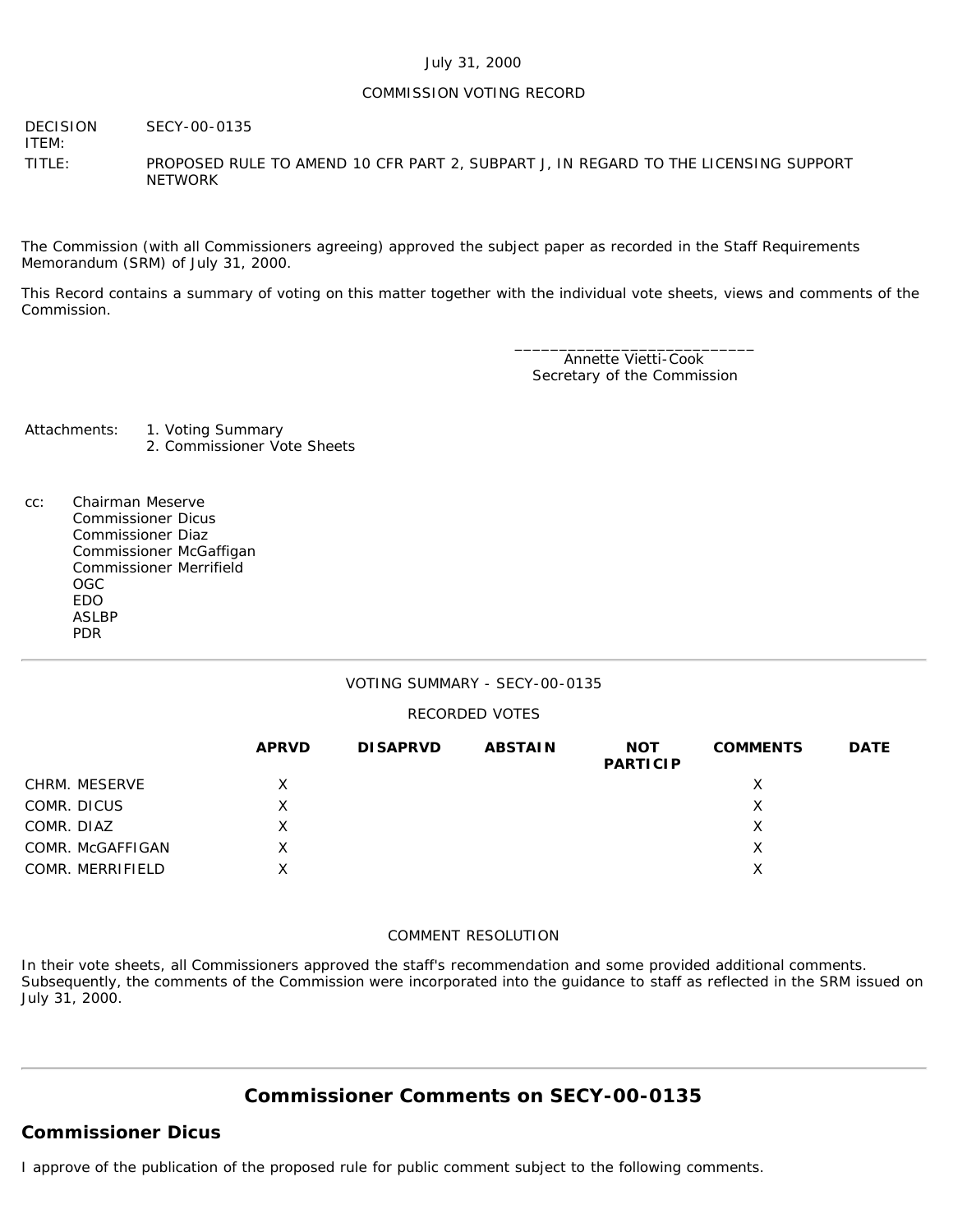July 31, 2000

COMMISSION VOTING RECORD

DECISION ITEM: SECY-00-0135

TITLE: PROPOSED RULE TO AMEND 10 CFR PART 2, SUBPART J, IN REGARD TO THE LICENSING SUPPORT NETWORK

The Commission (with all Commissioners agreeing) approved the subject paper as recorded in the Staff Requirements Memorandum (SRM) of July 31, 2000.

This Record contains a summary of voting on this matter together with the individual vote sheets, views and comments of the Commission.

\_\_\_\_\_\_\_\_\_\_\_\_\_\_\_\_\_\_\_\_\_\_\_\_\_\_\_
Annette Vietti-Cook
Secretary of the Commission

Attachments:
1. Voting Summary
2. Commissioner Vote Sheets

cc: Chairman Meserve
Commissioner Dicus
Commissioner Diaz
Commissioner McGaffigan
Commissioner Merrifield
OGC
EDO
ASLBP
PDR

---

VOTING SUMMARY - SECY-00-0135

RECORDED VOTES

| | APRVD | DISAPRVD | ABSTAIN | NOT PARTICIP | COMMENTS | DATE |
|---|---|---|---|---|---|---|
| CHRM. MESERVE | X | | | | X | |
| COMR. DICUS | X | | | | X | |
| COMR. DIAZ | X | | | | X | |
| COMR. McGAFFIGAN | X | | | | X | |
| COMR. MERRIFIELD | X | | | | X | |

COMMENT RESOLUTION

In their vote sheets, all Commissioners approved the staff's recommendation and some provided additional comments. Subsequently, the comments of the Commission were incorporated into the guidance to staff as reflected in the SRM issued on July 31, 2000.

---

## Commissioner Comments on SECY-00-0135

### Commissioner Dicus

I approve of the publication of the proposed rule for public comment subject to the following comments.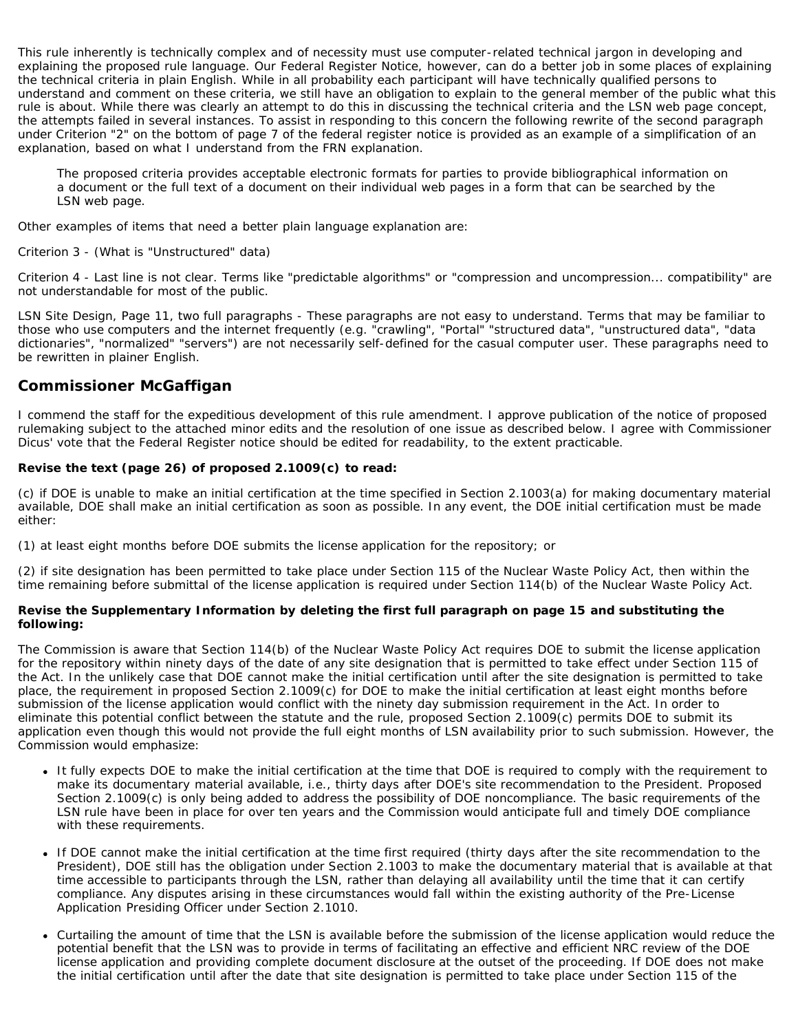This rule inherently is technically complex and of necessity must use computer-related technical jargon in developing and explaining the proposed rule language. Our Federal Register Notice, however, can do a better job in some places of explaining the technical criteria in plain English. While in all probability each participant will have technically qualified persons to understand and comment on these criteria, we still have an obligation to explain to the general member of the public what this rule is about. While there was clearly an attempt to do this in discussing the technical criteria and the LSN web page concept, the attempts failed in several instances. To assist in responding to this concern the following rewrite of the second paragraph under Criterion "2" on the bottom of page 7 of the federal register notice is provided as an example of a simplification of an explanation, based on what I understand from the FRN explanation.

> The proposed criteria provides acceptable electronic formats for parties to provide bibliographical information on a document or the full text of a document on their individual web pages in a form that can be searched by the LSN web page.

Other examples of items that need a better plain language explanation are:

Criterion 3 - (What is "Unstructured" data)

Criterion 4 - Last line is not clear. Terms like "predictable algorithms" or "compression and uncompression... compatibility" are not understandable for most of the public.

LSN Site Design, Page 11, two full paragraphs - These paragraphs are not easy to understand. Terms that may be familiar to those who use computers and the internet frequently (e.g. "crawling", "Portal" "structured data", "unstructured data", "data dictionaries", "normalized" "servers") are not necessarily self-defined for the casual computer user. These paragraphs need to be rewritten in plainer English.

## Commissioner McGaffigan

I commend the staff for the expeditious development of this rule amendment. I approve publication of the notice of proposed rulemaking subject to the attached minor edits and the resolution of one issue as described below. I agree with Commissioner Dicus' vote that the Federal Register notice should be edited for readability, to the extent practicable.

**Revise the text (page 26) of proposed 2.1009(c) to read:**

(c) if DOE is unable to make an initial certification at the time specified in Section 2.1003(a) for making documentary material available, DOE shall make an initial certification as soon as possible. In any event, the DOE initial certification must be made either:

(1) at least eight months before DOE submits the license application for the repository; or

(2) if site designation has been permitted to take place under Section 115 of the Nuclear Waste Policy Act, then within the time remaining before submittal of the license application is required under Section 114(b) of the Nuclear Waste Policy Act.

**Revise the Supplementary Information by deleting the first full paragraph on page 15 and substituting the following:**

The Commission is aware that Section 114(b) of the Nuclear Waste Policy Act requires DOE to submit the license application for the repository within ninety days of the date of any site designation that is permitted to take effect under Section 115 of the Act. In the unlikely case that DOE cannot make the initial certification until after the site designation is permitted to take place, the requirement in proposed Section 2.1009(c) for DOE to make the initial certification at least eight months before submission of the license application would conflict with the ninety day submission requirement in the Act. In order to eliminate this potential conflict between the statute and the rule, proposed Section 2.1009(c) permits DOE to submit its application even though this would not provide the full eight months of LSN availability prior to such submission. However, the Commission would emphasize:

- It fully expects DOE to make the initial certification at the time that DOE is required to comply with the requirement to make its documentary material available, i.e., thirty days after DOE's site recommendation to the President. Proposed Section 2.1009(c) is only being added to address the possibility of DOE noncompliance. The basic requirements of the LSN rule have been in place for over ten years and the Commission would anticipate full and timely DOE compliance with these requirements.
- If DOE cannot make the initial certification at the time first required (thirty days after the site recommendation to the President), DOE still has the obligation under Section 2.1003 to make the documentary material that is available at that time accessible to participants through the LSN, rather than delaying all availability until the time that it can certify compliance. Any disputes arising in these circumstances would fall within the existing authority of the Pre-License Application Presiding Officer under Section 2.1010.
- Curtailing the amount of time that the LSN is available before the submission of the license application would reduce the potential benefit that the LSN was to provide in terms of facilitating an effective and efficient NRC review of the DOE license application and providing complete document disclosure at the outset of the proceeding. If DOE does not make the initial certification until after the date that site designation is permitted to take place under Section 115 of the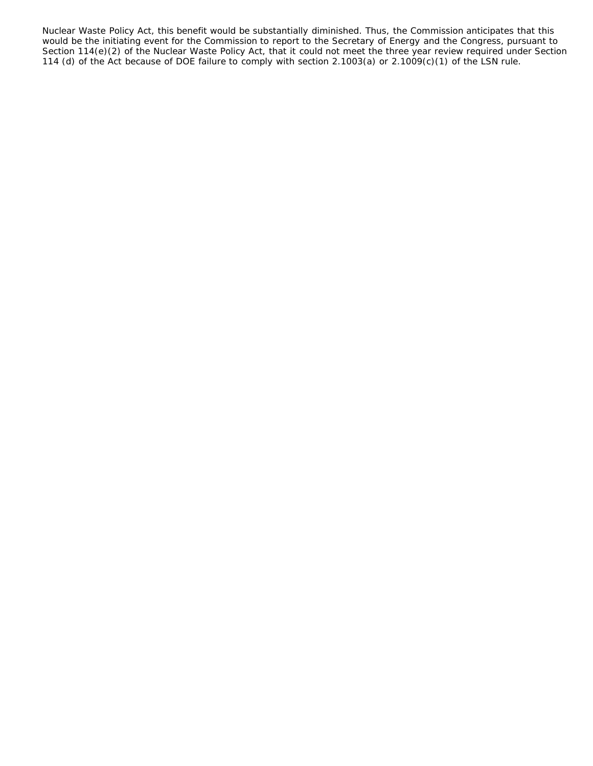Nuclear Waste Policy Act, this benefit would be substantially diminished. Thus, the Commission anticipates that this would be the initiating event for the Commission to report to the Secretary of Energy and the Congress, pursuant to Section 114(e)(2) of the Nuclear Waste Policy Act, that it could not meet the three year review required under Section 114 (d) of the Act because of DOE failure to comply with section 2.1003(a) or 2.1009(c)(1) of the LSN rule.